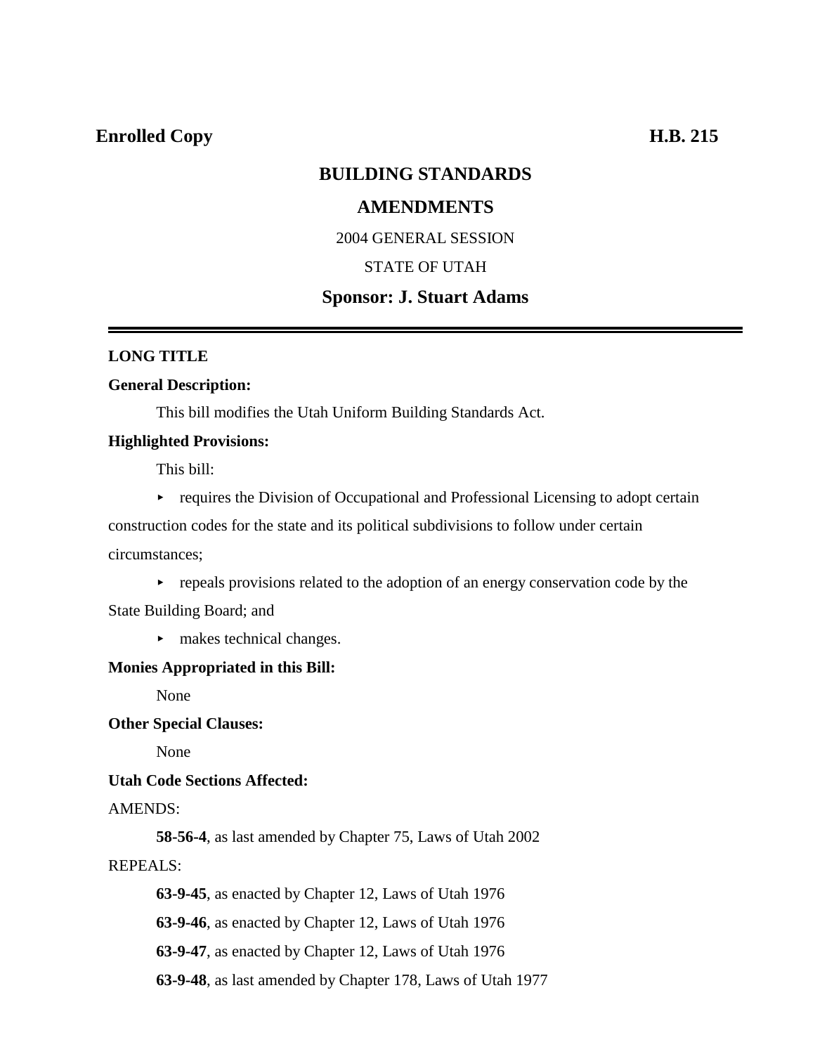**Enrolled Copy** **H.B. 215**

# BUILDING STANDARDS AMENDMENTS

2004 GENERAL SESSION

STATE OF UTAH

**Sponsor: J. Stuart Adams**

---

**LONG TITLE**

**General Description:**

This bill modifies the Utah Uniform Building Standards Act.

**Highlighted Provisions:**

This bill:

- requires the Division of Occupational and Professional Licensing to adopt certain construction codes for the state and its political subdivisions to follow under certain circumstances;
- repeals provisions related to the adoption of an energy conservation code by the State Building Board; and
- makes technical changes.

**Monies Appropriated in this Bill:**

None

**Other Special Clauses:**

None

**Utah Code Sections Affected:**

AMENDS:

**58-56-4**, as last amended by Chapter 75, Laws of Utah 2002

REPEALS:

**63-9-45**, as enacted by Chapter 12, Laws of Utah 1976

**63-9-46**, as enacted by Chapter 12, Laws of Utah 1976

**63-9-47**, as enacted by Chapter 12, Laws of Utah 1976

**63-9-48**, as last amended by Chapter 178, Laws of Utah 1977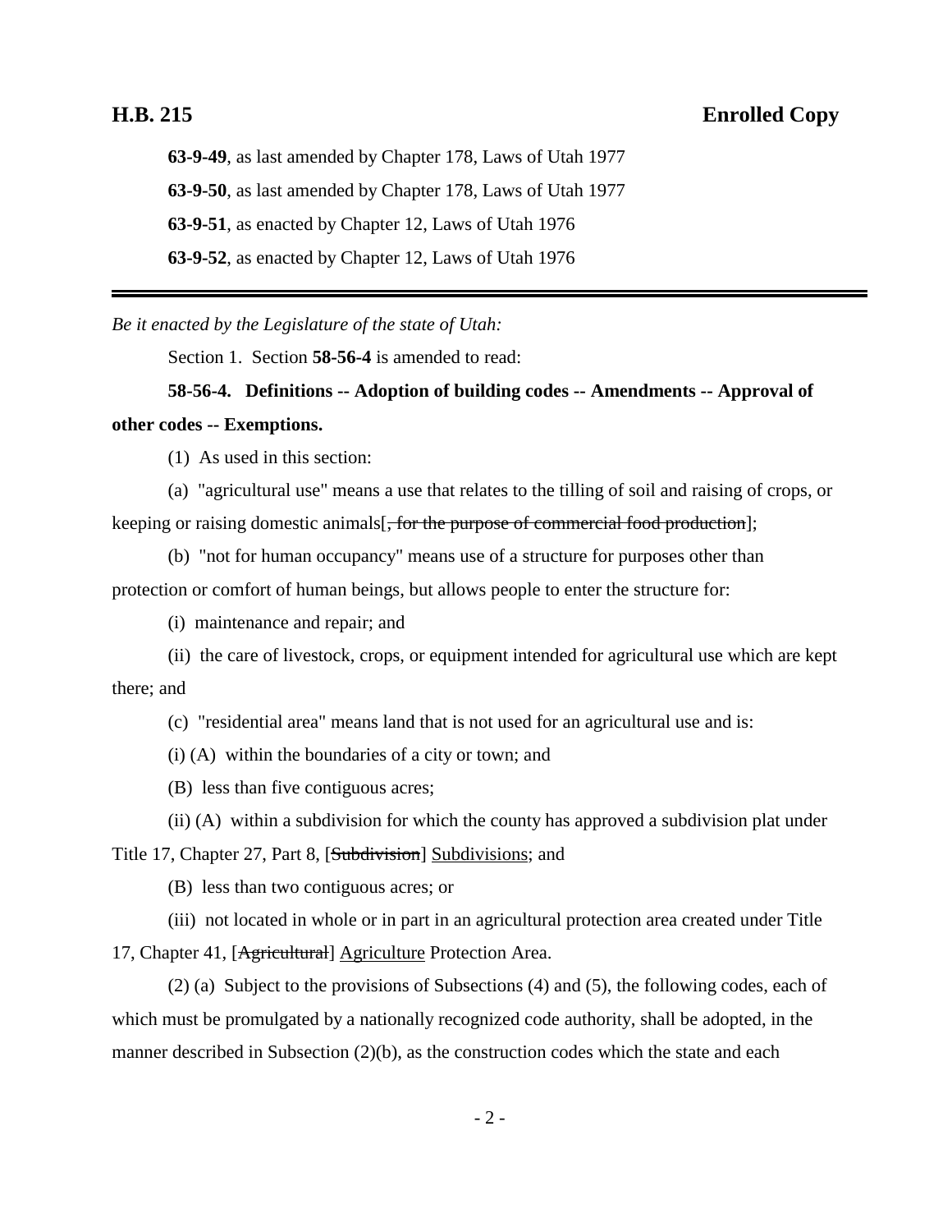**63-9-49**, as last amended by Chapter 178, Laws of Utah 1977

**63-9-50**, as last amended by Chapter 178, Laws of Utah 1977

**63-9-51**, as enacted by Chapter 12, Laws of Utah 1976

**63-9-52**, as enacted by Chapter 12, Laws of Utah 1976

---

*Be it enacted by the Legislature of the state of Utah:*

Section 1. Section **58-56-4** is amended to read:

**58-56-4. Definitions -- Adoption of building codes -- Amendments -- Approval of other codes -- Exemptions.**

(1) As used in this section:

(a) "agricultural use" means a use that relates to the tilling of soil and raising of crops, or keeping or raising domestic animals[~~, for the purpose of commercial food production~~];

(b) "not for human occupancy" means use of a structure for purposes other than protection or comfort of human beings, but allows people to enter the structure for:

(i) maintenance and repair; and

(ii) the care of livestock, crops, or equipment intended for agricultural use which are kept there; and

(c) "residential area" means land that is not used for an agricultural use and is:

(i) (A) within the boundaries of a city or town; and

(B) less than five contiguous acres;

(ii) (A) within a subdivision for which the county has approved a subdivision plat under Title 17, Chapter 27, Part 8, [~~Subdivision~~] <u>Subdivisions</u>; and

(B) less than two contiguous acres; or

(iii) not located in whole or in part in an agricultural protection area created under Title 17, Chapter 41, [~~Agricultural~~] <u>Agriculture</u> Protection Area.

(2) (a) Subject to the provisions of Subsections (4) and (5), the following codes, each of which must be promulgated by a nationally recognized code authority, shall be adopted, in the manner described in Subsection (2)(b), as the construction codes which the state and each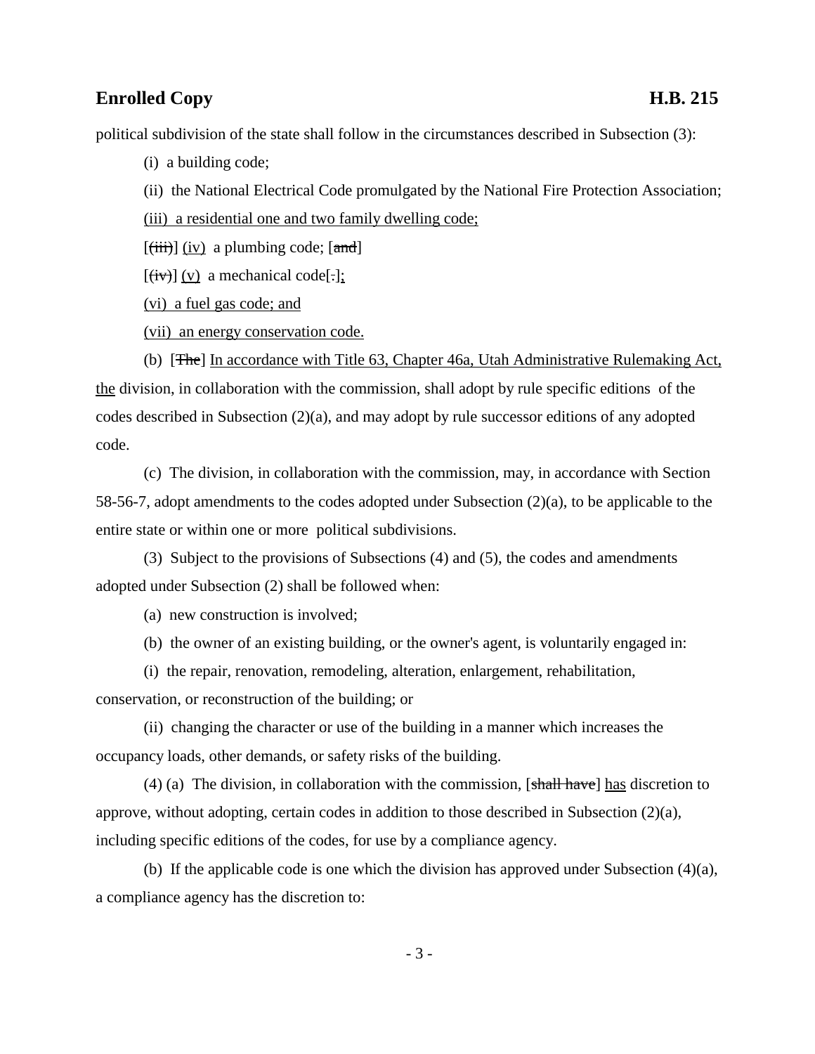political subdivision of the state shall follow in the circumstances described in Subsection (3):

(i) a building code;

(ii) the National Electrical Code promulgated by the National Fire Protection Association;

<u>(iii) a residential one and two family dwelling code;</u>

[~~(iii)~~] <u>(iv)</u> a plumbing code; [~~and~~]

[~~(iv)~~] <u>(v)</u> a mechanical code[~~.~~]<u>;</u>

<u>(vi) a fuel gas code; and</u>

<u>(vii) an energy conservation code.</u>

(b) [~~The~~] <u>In accordance with Title 63, Chapter 46a, Utah Administrative Rulemaking Act, the</u> division, in collaboration with the commission, shall adopt by rule specific editions of the codes described in Subsection (2)(a), and may adopt by rule successor editions of any adopted code.

(c) The division, in collaboration with the commission, may, in accordance with Section 58-56-7, adopt amendments to the codes adopted under Subsection (2)(a), to be applicable to the entire state or within one or more political subdivisions.

(3) Subject to the provisions of Subsections (4) and (5), the codes and amendments adopted under Subsection (2) shall be followed when:

(a) new construction is involved;

(b) the owner of an existing building, or the owner's agent, is voluntarily engaged in:

(i) the repair, renovation, remodeling, alteration, enlargement, rehabilitation, conservation, or reconstruction of the building; or

(ii) changing the character or use of the building in a manner which increases the occupancy loads, other demands, or safety risks of the building.

(4) (a) The division, in collaboration with the commission, [~~shall have~~] <u>has</u> discretion to approve, without adopting, certain codes in addition to those described in Subsection (2)(a), including specific editions of the codes, for use by a compliance agency.

(b) If the applicable code is one which the division has approved under Subsection (4)(a), a compliance agency has the discretion to: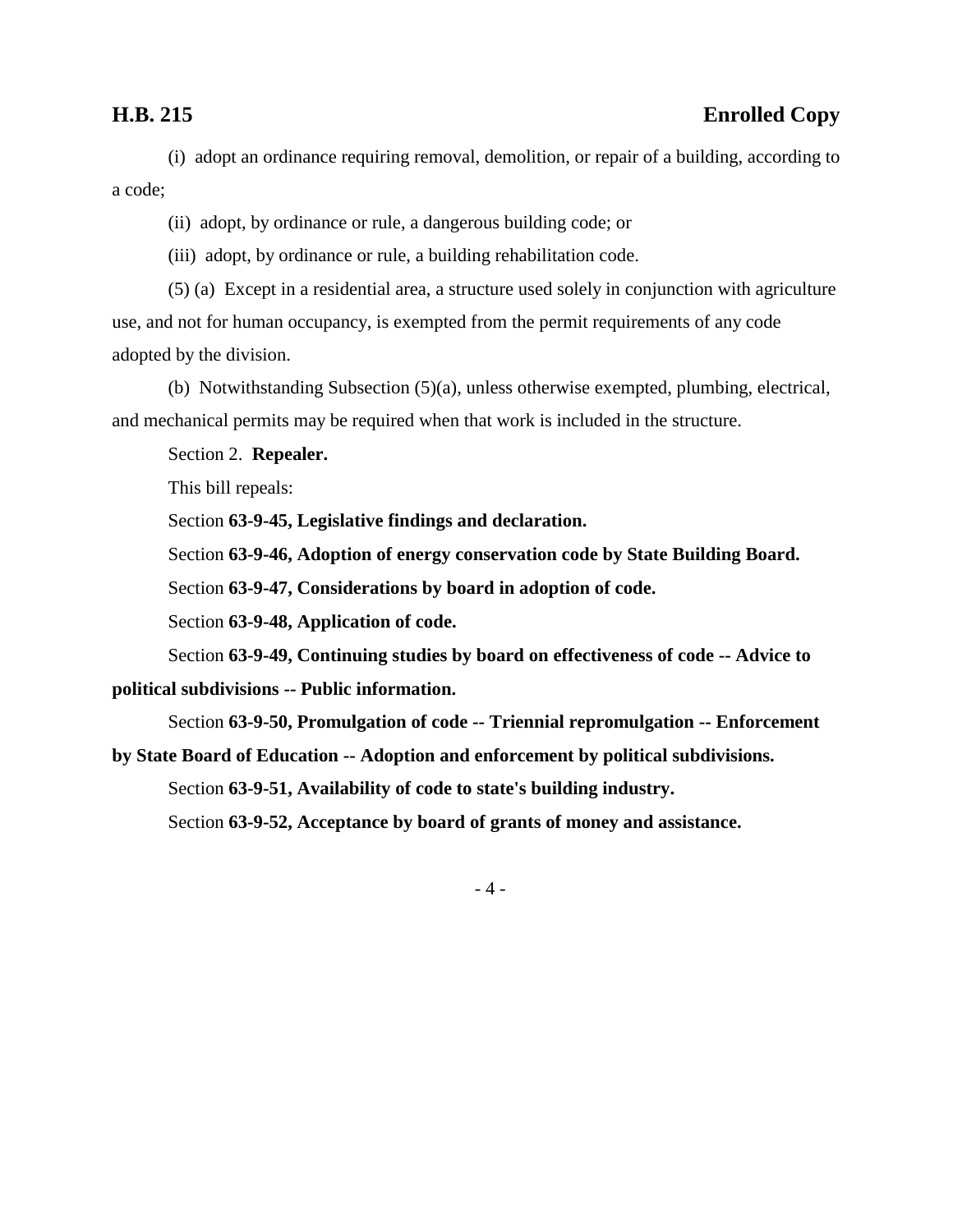(i) adopt an ordinance requiring removal, demolition, or repair of a building, according to a code;

(ii) adopt, by ordinance or rule, a dangerous building code; or

(iii) adopt, by ordinance or rule, a building rehabilitation code.

(5) (a) Except in a residential area, a structure used solely in conjunction with agriculture use, and not for human occupancy, is exempted from the permit requirements of any code adopted by the division.

(b) Notwithstanding Subsection (5)(a), unless otherwise exempted, plumbing, electrical, and mechanical permits may be required when that work is included in the structure.

Section 2. **Repealer.**

This bill repeals:

Section **63-9-45, Legislative findings and declaration.**

Section **63-9-46, Adoption of energy conservation code by State Building Board.**

Section **63-9-47, Considerations by board in adoption of code.**

Section **63-9-48, Application of code.**

Section **63-9-49, Continuing studies by board on effectiveness of code -- Advice to political subdivisions -- Public information.**

Section **63-9-50, Promulgation of code -- Triennial repromulgation -- Enforcement by State Board of Education -- Adoption and enforcement by political subdivisions.**

Section **63-9-51, Availability of code to state's building industry.**

Section **63-9-52, Acceptance by board of grants of money and assistance.**